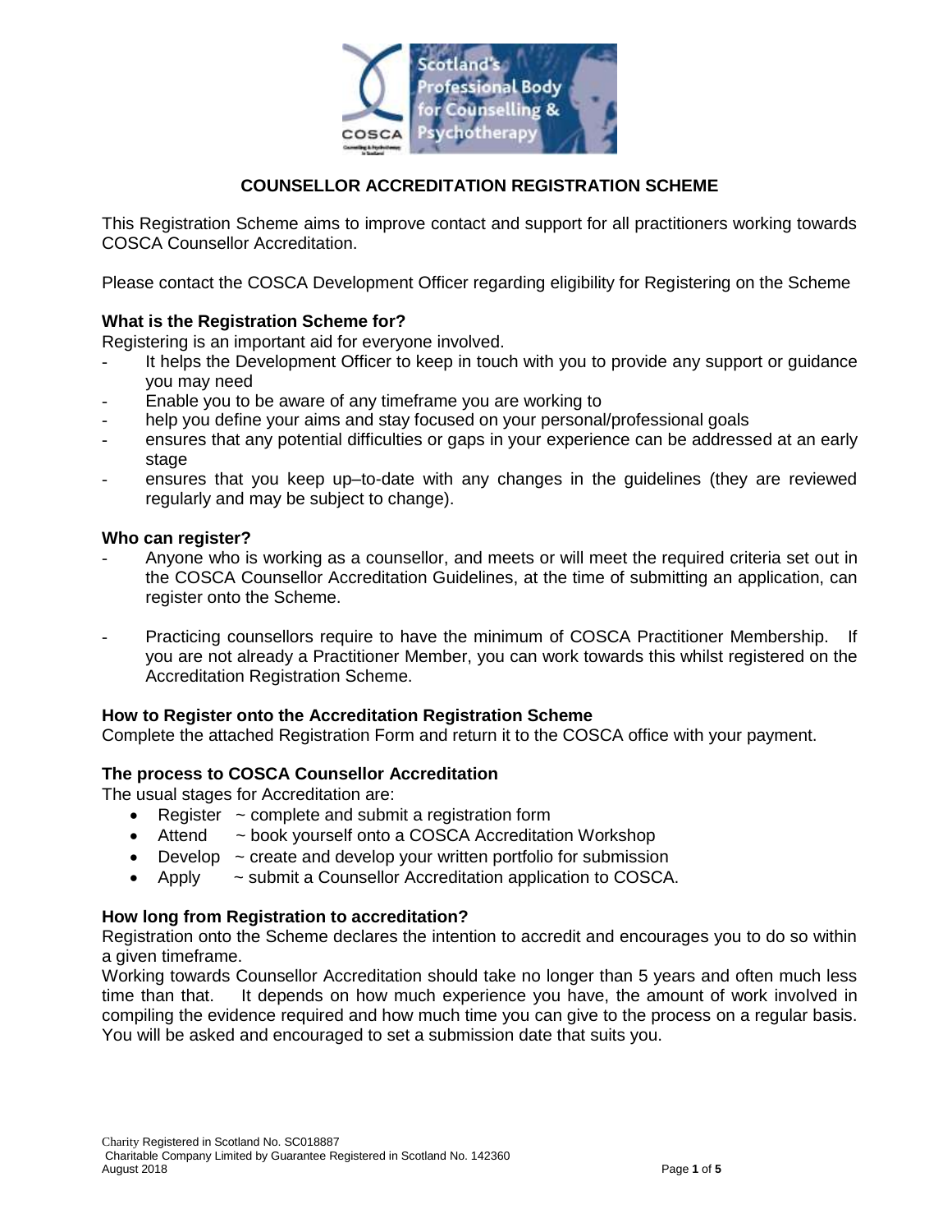# COUNSELLOR ACCREDITATION REGISTRATION SCHEME

This Registration Scheme aims to improve contact and support for all practitioners working towards COSCA Counsellor Accreditation.

Please contact the COSCA Development Officer regarding eligibility for Registering on the Scheme

### What is the Registration Scheme for?

Registering is an important aid for everyone involved.

- It helps the Development Officer to keep in touch with you to provide any support or guidance you may need
- Enable you to be aware of any timeframe you are working to
- help you define your aims and stay focused on your personal/professional goals
- ensures that any potential difficulties or gaps in your experience can be addressed at an early stage
- ensures that you keep up–to-date with any changes in the guidelines (they are reviewed regularly and may be subject to change).

### Who can register?

- Anyone who is working as a counsellor, and meets or will meet the required criteria set out in the COSCA Counsellor Accreditation Guidelines, at the time of submitting an application, can register onto the Scheme.
- Practicing counsellors require to have the minimum of COSCA Practitioner Membership. If you are not already a Practitioner Member, you can work towards this whilst registered on the Accreditation Registration Scheme.

### How to Register onto the Accreditation Registration Scheme

Complete the attached Registration Form and return it to the COSCA office with your payment.

### The process to COSCA Counsellor Accreditation

The usual stages for Accreditation are:

- Register ~ complete and submit a registration form
- Attend ~ book yourself onto a COSCA Accreditation Workshop
- Develop ~ create and develop your written portfolio for submission
- Apply ~ submit a Counsellor Accreditation application to COSCA.

### How long from Registration to accreditation?

Registration onto the Scheme declares the intention to accredit and encourages you to do so within a given timeframe.

Working towards Counsellor Accreditation should take no longer than 5 years and often much less time than that. It depends on how much experience you have, the amount of work involved in compiling the evidence required and how much time you can give to the process on a regular basis. You will be asked and encouraged to set a submission date that suits you.

Charity Registered in Scotland No. SC018887
Charitable Company Limited by Guarantee Registered in Scotland No. 142360
August 2018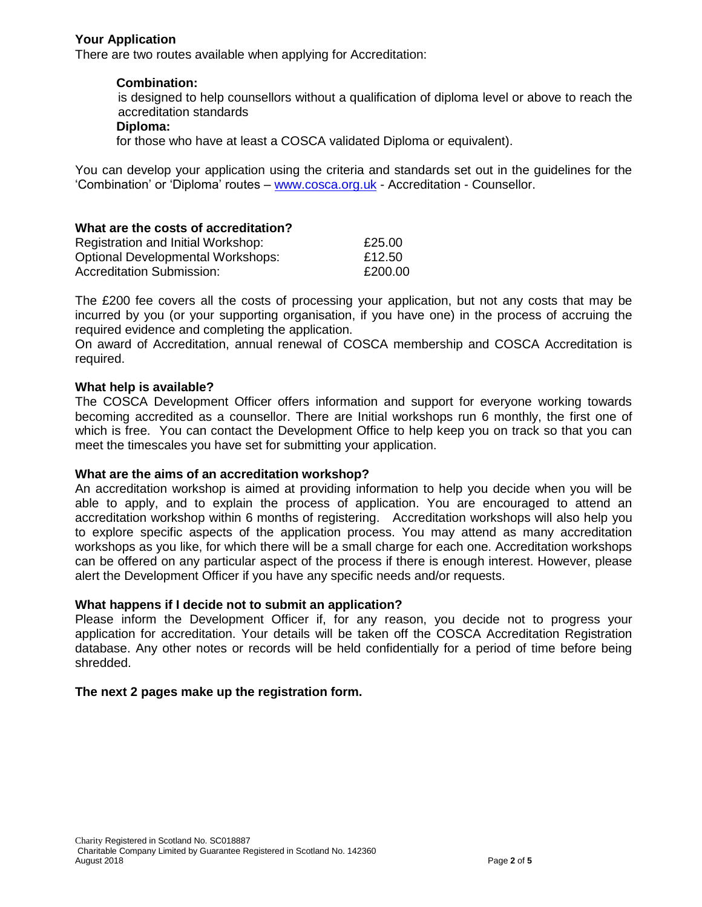## Your Application

There are two routes available when applying for Accreditation:

**Combination:**
is designed to help counsellors without a qualification of diploma level or above to reach the accreditation standards

**Diploma:**
for those who have at least a COSCA validated Diploma or equivalent).

You can develop your application using the criteria and standards set out in the guidelines for the 'Combination' or 'Diploma' routes – www.cosca.org.uk - Accreditation - Counsellor.

## What are the costs of accreditation?

| | |
|---|---|
| Registration and Initial Workshop: | £25.00 |
| Optional Developmental Workshops: | £12.50 |
| Accreditation Submission: | £200.00 |

The £200 fee covers all the costs of processing your application, but not any costs that may be incurred by you (or your supporting organisation, if you have one) in the process of accruing the required evidence and completing the application.

On award of Accreditation, annual renewal of COSCA membership and COSCA Accreditation is required.

## What help is available?

The COSCA Development Officer offers information and support for everyone working towards becoming accredited as a counsellor. There are Initial workshops run 6 monthly, the first one of which is free. You can contact the Development Office to help keep you on track so that you can meet the timescales you have set for submitting your application.

## What are the aims of an accreditation workshop?

An accreditation workshop is aimed at providing information to help you decide when you will be able to apply, and to explain the process of application. You are encouraged to attend an accreditation workshop within 6 months of registering. Accreditation workshops will also help you to explore specific aspects of the application process. You may attend as many accreditation workshops as you like, for which there will be a small charge for each one. Accreditation workshops can be offered on any particular aspect of the process if there is enough interest. However, please alert the Development Officer if you have any specific needs and/or requests.

## What happens if I decide not to submit an application?

Please inform the Development Officer if, for any reason, you decide not to progress your application for accreditation. Your details will be taken off the COSCA Accreditation Registration database. Any other notes or records will be held confidentially for a period of time before being shredded.

**The next 2 pages make up the registration form.**

Charity Registered in Scotland No. SC018887
Charitable Company Limited by Guarantee Registered in Scotland No. 142360
August 2018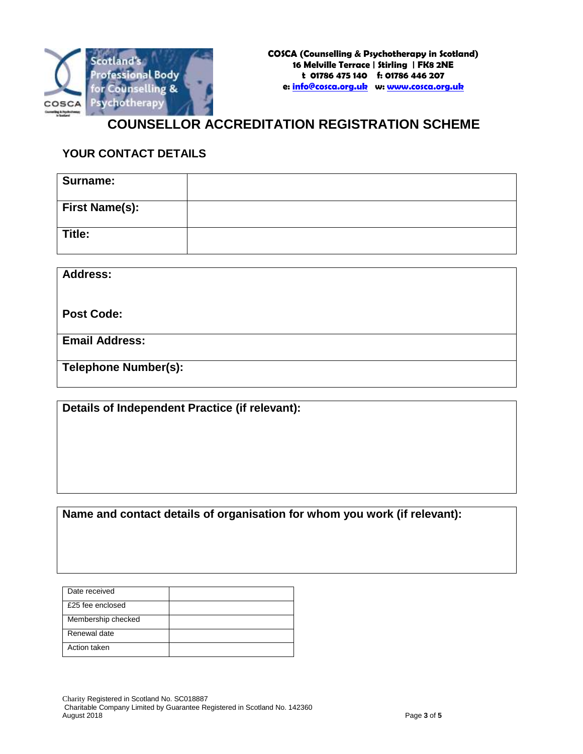COSCA
Scotland's Professional Body for Counselling & Psychotherapy

**COSCA (Counselling & Psychotherapy in Scotland)**
**16 Melville Terrace | Stirling | FK8 2NE**
**t 01786 475 140 f: 01786 446 207**
**e: info@cosca.org.uk w: www.cosca.org.uk**

# COUNSELLOR ACCREDITATION REGISTRATION SCHEME

## YOUR CONTACT DETAILS

| **Surname:** | |
|---|---|
| **First Name(s):** | |
| **Title:** | |

| **Address:**<br><br>**Post Code:** |
|---|
| **Email Address:** |
| **Telephone Number(s):** |

| **Details of Independent Practice (if relevant):** |
|---|
| |

| **Name and contact details of organisation for whom you work (if relevant):** |
|---|
| |

| Date received | |
|---|---|
| £25 fee enclosed | |
| Membership checked | |
| Renewal date | |
| Action taken | |

Charity Registered in Scotland No. SC018887
Charitable Company Limited by Guarantee Registered in Scotland No. 142360
August 2018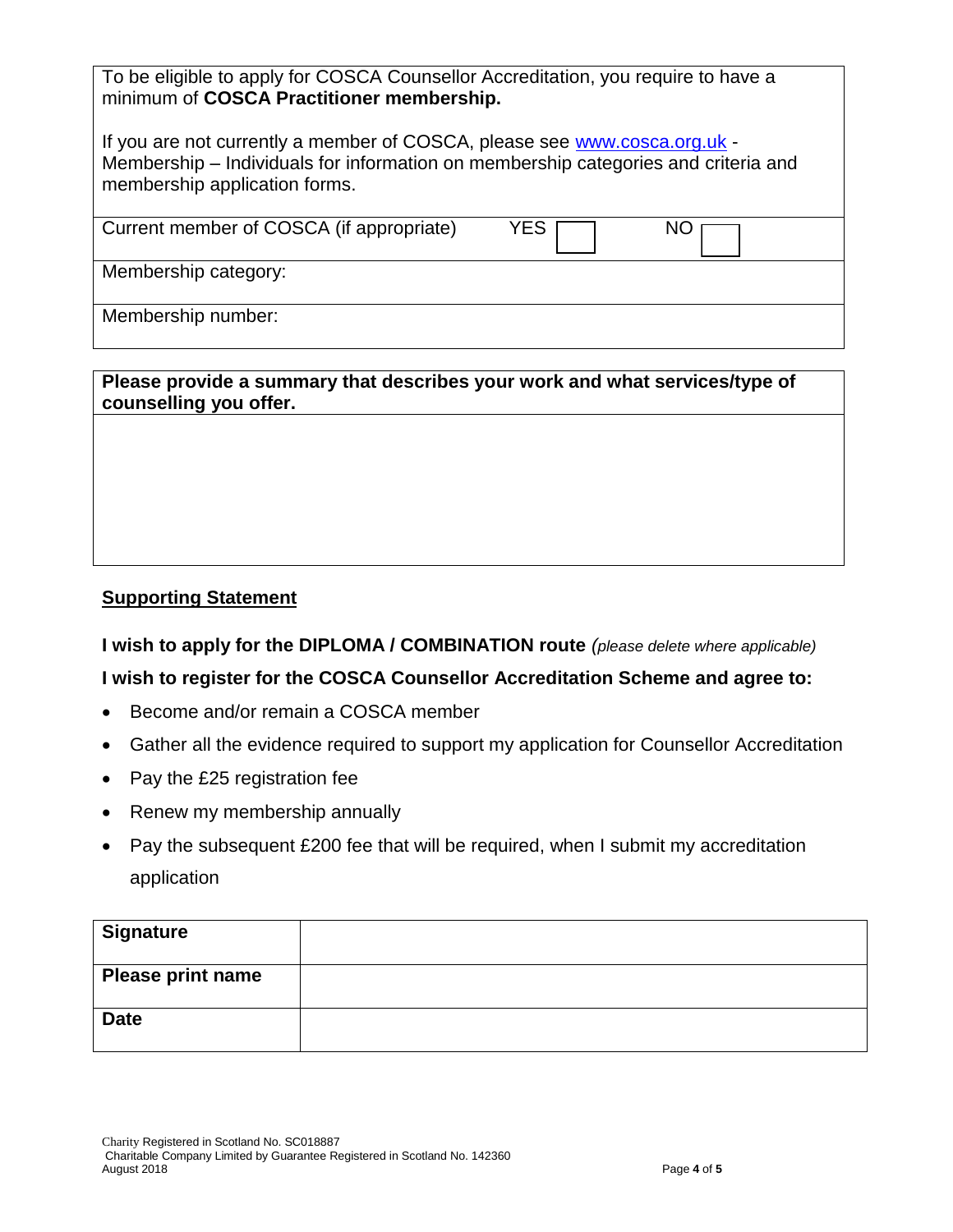To be eligible to apply for COSCA Counsellor Accreditation, you require to have a minimum of **COSCA Practitioner membership.**

If you are not currently a member of COSCA, please see [www.cosca.org.uk](http://www.cosca.org.uk) - Membership – Individuals for information on membership categories and criteria and membership application forms.

| Current member of COSCA (if appropriate) | YES ☐ | NO ☐ |
|---|---|---|
| Membership category: | | |
| Membership number: | | |

| **Please provide a summary that describes your work and what services/type of counselling you offer.** |
|---|
| |

## Supporting Statement

**I wish to apply for the DIPLOMA / COMBINATION route** *(please delete where applicable)*

**I wish to register for the COSCA Counsellor Accreditation Scheme and agree to:**

- Become and/or remain a COSCA member
- Gather all the evidence required to support my application for Counsellor Accreditation
- Pay the £25 registration fee
- Renew my membership annually
- Pay the subsequent £200 fee that will be required, when I submit my accreditation application

| **Signature** | |
|---|---|
| **Please print name** | |
| **Date** | |

Charity Registered in Scotland No. SC018887
Charitable Company Limited by Guarantee Registered in Scotland No. 142360
August 2018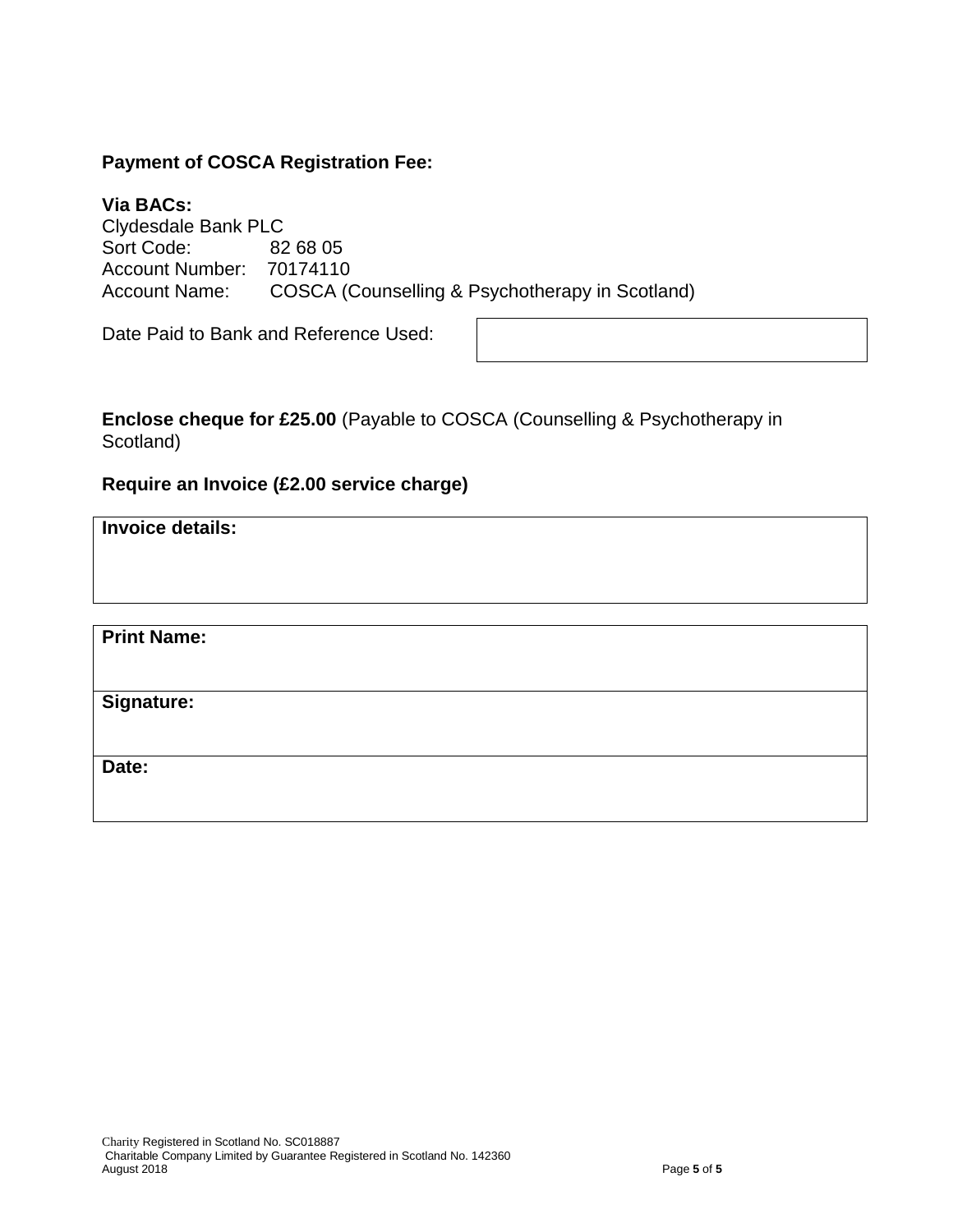**Payment of COSCA Registration Fee:**

**Via BACs:**
Clydesdale Bank PLC
Sort Code: 82 68 05
Account Number: 70174110
Account Name: COSCA (Counselling & Psychotherapy in Scotland)

| | |
|---|---|
| Date Paid to Bank and Reference Used: | |

**Enclose cheque for £25.00** (Payable to COSCA (Counselling & Psychotherapy in Scotland)

**Require an Invoice (£2.00 service charge)**

| |
|---|
| **Invoice details:** |

| |
|---|
| **Print Name:** |
| **Signature:** |
| **Date:** |

Charity Registered in Scotland No. SC018887
Charitable Company Limited by Guarantee Registered in Scotland No. 142360
August 2018